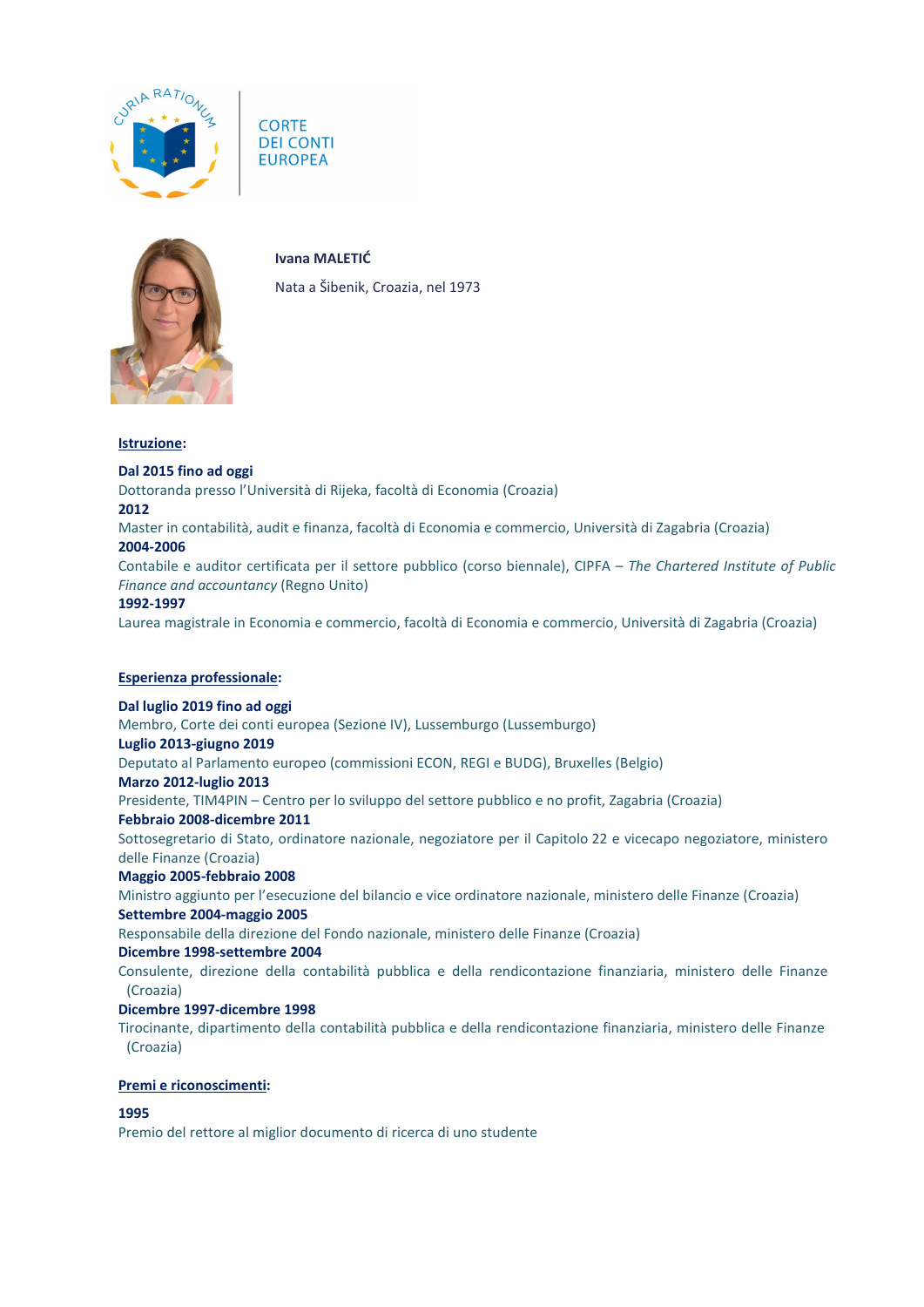CORTE
DEI CONTI
EUROPEA

**Ivana MALETIĆ**

Nata a Šibenik, Croazia, nel 1973

## Istruzione:

**Dal 2015 fino ad oggi**
Dottoranda presso l'Università di Rijeka, facoltà di Economia (Croazia)

**2012**
Master in contabilità, audit e finanza, facoltà di Economia e commercio, Università di Zagabria (Croazia)

**2004-2006**
Contabile e auditor certificata per il settore pubblico (corso biennale), CIPFA – *The Chartered Institute of Public Finance and accountancy* (Regno Unito)

**1992-1997**
Laurea magistrale in Economia e commercio, facoltà di Economia e commercio, Università di Zagabria (Croazia)

## Esperienza professionale:

**Dal luglio 2019 fino ad oggi**
Membro, Corte dei conti europea (Sezione IV), Lussemburgo (Lussemburgo)

**Luglio 2013-giugno 2019**
Deputato al Parlamento europeo (commissioni ECON, REGI e BUDG), Bruxelles (Belgio)

**Marzo 2012-luglio 2013**
Presidente, TIM4PIN – Centro per lo sviluppo del settore pubblico e no profit, Zagabria (Croazia)

**Febbraio 2008-dicembre 2011**
Sottosegretario di Stato, ordinatore nazionale, negoziatore per il Capitolo 22 e vicecapo negoziatore, ministero delle Finanze (Croazia)

**Maggio 2005-febbraio 2008**
Ministro aggiunto per l'esecuzione del bilancio e vice ordinatore nazionale, ministero delle Finanze (Croazia)

**Settembre 2004-maggio 2005**
Responsabile della direzione del Fondo nazionale, ministero delle Finanze (Croazia)

**Dicembre 1998-settembre 2004**
Consulente, direzione della contabilità pubblica e della rendicontazione finanziaria, ministero delle Finanze (Croazia)

**Dicembre 1997-dicembre 1998**
Tirocinante, dipartimento della contabilità pubblica e della rendicontazione finanziaria, ministero delle Finanze (Croazia)

## Premi e riconoscimenti:

**1995**
Premio del rettore al miglior documento di ricerca di uno studente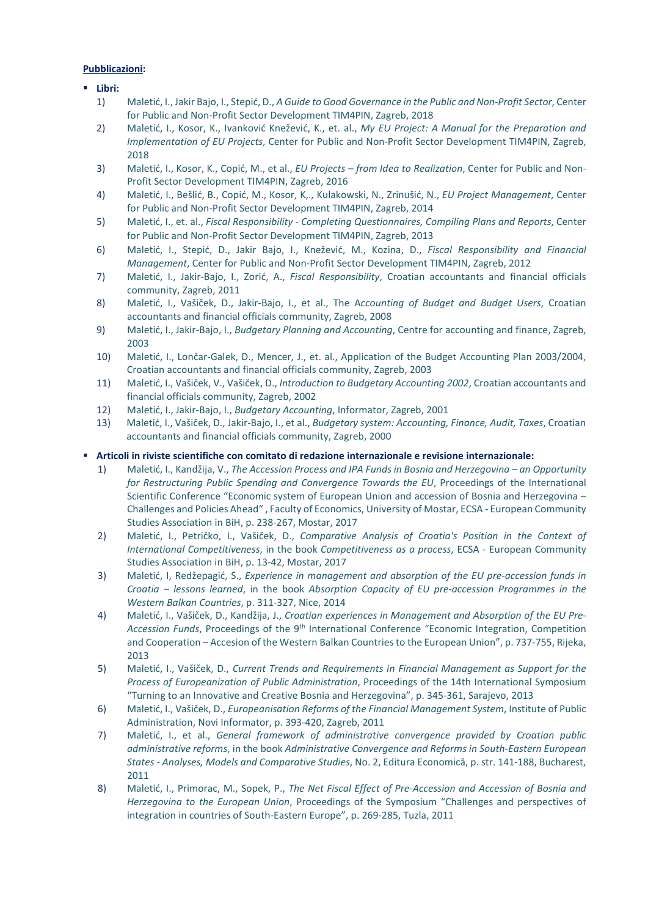**<u>Pubblicazioni</u>:**

- **Libri:**
  1) Maletić, I., Jakir Bajo, I., Stepić, D., *A Guide to Good Governance in the Public and Non-Profit Sector*, Center for Public and Non-Profit Sector Development TIM4PIN, Zagreb, 2018
  2) Maletić, I., Kosor, K., Ivanković Knežević, K., et. al., *My EU Project: A Manual for the Preparation and Implementation of EU Projects*, Center for Public and Non-Profit Sector Development TIM4PIN, Zagreb, 2018
  3) Maletić, I., Kosor, K., Copić, M., et al., *EU Projects – from Idea to Realization*, Center for Public and Non-Profit Sector Development TIM4PIN, Zagreb, 2016
  4) Maletić, I., Bešlić, B., Copić, M., Kosor, K,., Kulakowski, N., Zrinušić, N., *EU Project Management*, Center for Public and Non-Profit Sector Development TIM4PIN, Zagreb, 2014
  5) Maletić, I., et. al., *Fiscal Responsibility - Completing Questionnaires, Compiling Plans and Reports*, Center for Public and Non-Profit Sector Development TIM4PIN, Zagreb, 2013
  6) Maletić, I., Stepić, D., Jakir Bajo, I., Knežević, M., Kozina, D., *Fiscal Responsibility and Financial Management*, Center for Public and Non-Profit Sector Development TIM4PIN, Zagreb, 2012
  7) Maletić, I., Jakir-Bajo, I., Zorić, A., *Fiscal Responsibility*, Croatian accountants and financial officials community, Zagreb, 2011
  8) Maletić, I., Vašiček, D., Jakir-Bajo, I., et al., The A*ccounting of Budget and Budget Users*, Croatian accountants and financial officials community, Zagreb, 2008
  9) Maletić, I., Jakir-Bajo, I., *Budgetary Planning and Accounting*, Centre for accounting and finance, Zagreb, 2003
  10) Maletić, I., Lončar-Galek, D., Mencer, J., et. al., Application of the Budget Accounting Plan 2003/2004, Croatian accountants and financial officials community, Zagreb, 2003
  11) Maletić, I., Vašiček, V., Vašiček, D., *Introduction to Budgetary Accounting 2002*, Croatian accountants and financial officials community, Zagreb, 2002
  12) Maletić, I., Jakir-Bajo, I., *Budgetary Accounting*, Informator, Zagreb, 2001
  13) Maletić, I., Vašiček, D., Jakir-Bajo, I., et al., *Budgetary system: Accounting, Finance, Audit, Taxes*, Croatian accountants and financial officials community, Zagreb, 2000

- **Articoli in riviste scientifiche con comitato di redazione internazionale e revisione internazionale:**
  1) Maletić, I., Kandžija, V., *The Accession Process and IPA Funds in Bosnia and Herzegovina – an Opportunity for Restructuring Public Spending and Convergence Towards the EU*, Proceedings of the International Scientific Conference "Economic system of European Union and accession of Bosnia and Herzegovina – Challenges and Policies Ahead" , Faculty of Economics, University of Mostar, ECSA - European Community Studies Association in BiH, p. 238-267, Mostar, 2017
  2) Maletić, I., Petričko, I., Vašiček, D., *Comparative Analysis of Croatia's Position in the Context of International Competitiveness*, in the book *Competitiveness as a process*, ECSA - European Community Studies Association in BiH, p. 13-42, Mostar, 2017
  3) Maletić, I, Redžepagić, S., *Experience in management and absorption of the EU pre-accession funds in Croatia – lessons learned*, in the book *Absorption Capacity of EU pre-accession Programmes in the Western Balkan Countries*, p. 311-327, Nice, 2014
  4) Maletić, I., Vašiček, D., Kandžija, J., *Croatian experiences in Management and Absorption of the EU Pre-Accession Funds*, Proceedings of the 9th International Conference "Economic Integration, Competition and Cooperation – Accesion of the Western Balkan Countries to the European Union", p. 737-755, Rijeka, 2013
  5) Maletić, I., Vašiček, D., *Current Trends and Requirements in Financial Management as Support for the Process of Europeanization of Public Administration*, Proceedings of the 14th International Symposium "Turning to an Innovative and Creative Bosnia and Herzegovina", p. 345-361, Sarajevo, 2013
  6) Maletić, I., Vašiček, D., *Europeanisation Reforms of the Financial Management System*, Institute of Public Administration, Novi Informator, p. 393-420, Zagreb, 2011
  7) Maletić, I., et al., *General framework of administrative convergence provided by Croatian public administrative reforms*, in the book *Administrative Convergence and Reforms in South-Eastern European States - Analyses, Models and Comparative Studies*, No. 2, Editura Economică, p. str. 141-188, Bucharest, 2011
  8) Maletić, I., Primorac, M., Sopek, P., *The Net Fiscal Effect of Pre-Accession and Accession of Bosnia and Herzegovina to the European Union*, Proceedings of the Symposium "Challenges and perspectives of integration in countries of South-Eastern Europe", p. 269-285, Tuzla, 2011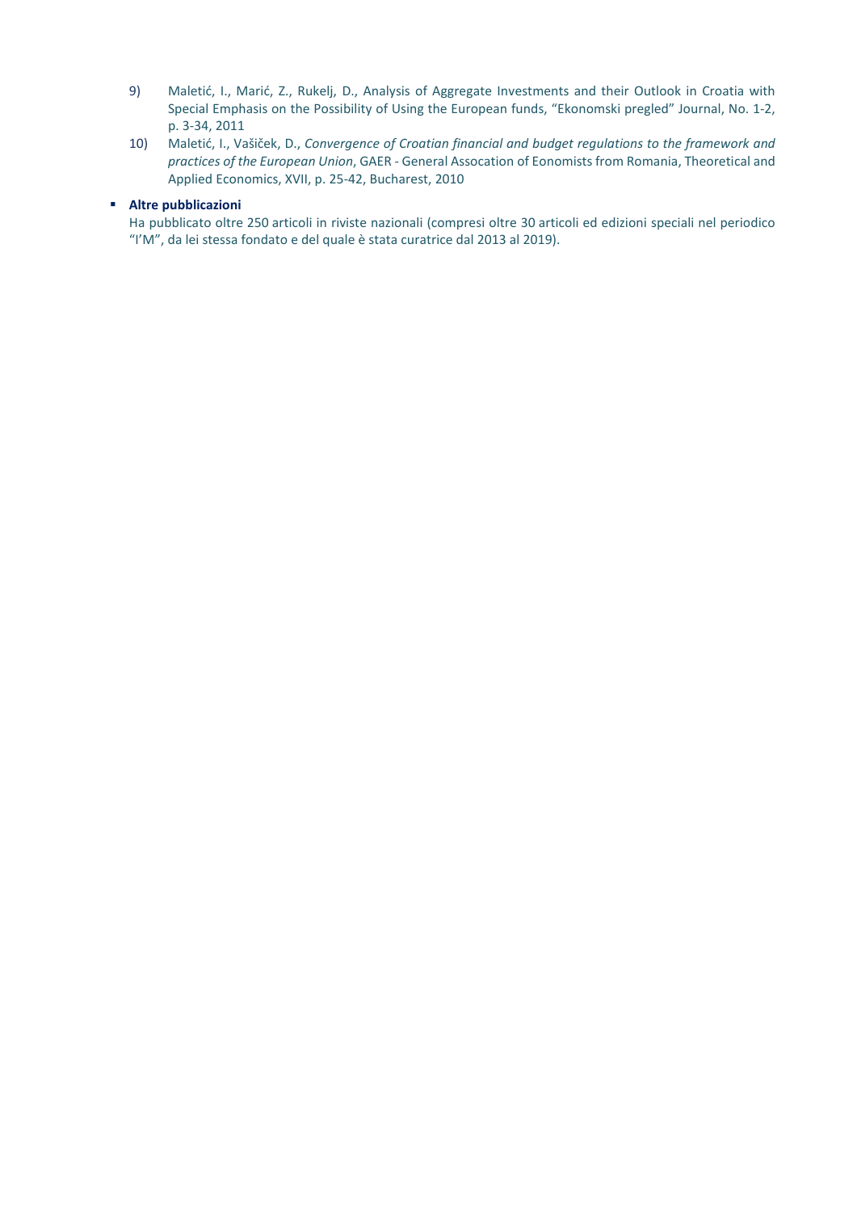9) Maletić, I., Marić, Z., Rukelj, D., Analysis of Aggregate Investments and their Outlook in Croatia with Special Emphasis on the Possibility of Using the European funds, "Ekonomski pregled" Journal, No. 1-2, p. 3-34, 2011

10) Maletić, I., Vašiček, D., *Convergence of Croatian financial and budget regulations to the framework and practices of the European Union*, GAER - General Assocation of Eonomists from Romania, Theoretical and Applied Economics, XVII, p. 25-42, Bucharest, 2010

- **Altre pubblicazioni**

  Ha pubblicato oltre 250 articoli in riviste nazionali (compresi oltre 30 articoli ed edizioni speciali nel periodico "I'M", da lei stessa fondato e del quale è stata curatrice dal 2013 al 2019).